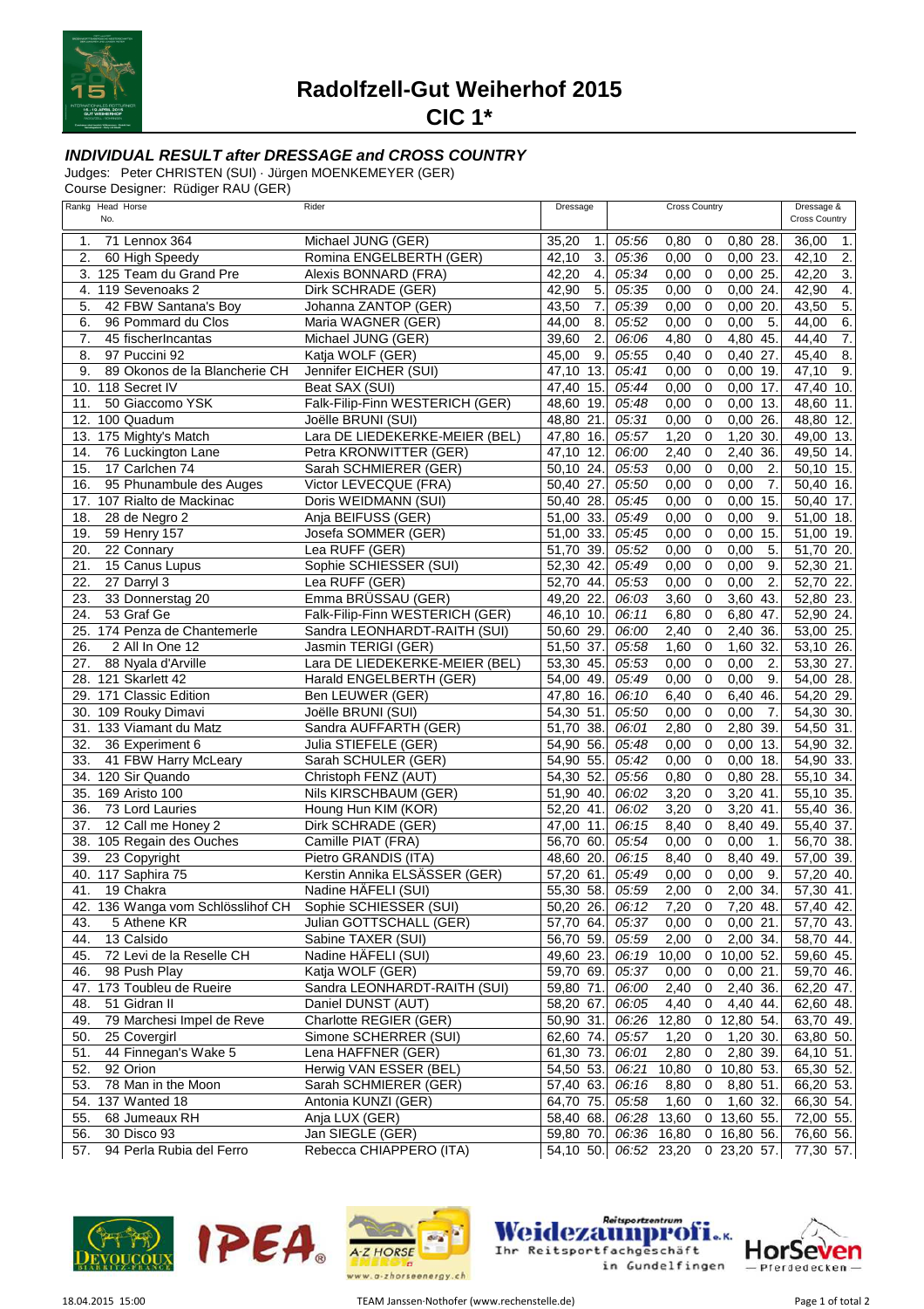# Radolfzell-Gut Weiherhof 2015

## CIC 1*

### *INDIVIDUAL RESULT after DRESSAGE and CROSS COUNTRY*

Judges: Peter CHRISTEN (SUI) · Jürgen MOENKEMEYER (GER)
Course Designer: Rüdiger RAU (GER)

| Rankg | Head No. | Horse | Rider | Dressage | | Cross Country | | | | | Dressage & Cross Country | |
|---|---|---|---|---|---|---|---|---|---|---|---|---|
| 1. | 71 | Lennox 364 | Michael JUNG (GER) | 35,20 | 1. | 05:56 | 0,80 | 0 | 0,80 | 28. | 36,00 | 1. |
| 2. | 60 | High Speedy | Romina ENGELBERTH (GER) | 42,10 | 3. | 05:36 | 0,00 | 0 | 0,00 | 23. | 42,10 | 2. |
| 3. | 125 | Team du Grand Pre | Alexis BONNARD (FRA) | 42,20 | 4. | 05:34 | 0,00 | 0 | 0,00 | 25. | 42,20 | 3. |
| 4. | 119 | Sevenoaks 2 | Dirk SCHRADE (GER) | 42,90 | 5. | 05:35 | 0,00 | 0 | 0,00 | 24. | 42,90 | 4. |
| 5. | 42 | FBW Santana's Boy | Johanna ZANTOP (GER) | 43,50 | 7. | 05:39 | 0,00 | 0 | 0,00 | 20. | 43,50 | 5. |
| 6. | 96 | Pommard du Clos | Maria WAGNER (GER) | 44,00 | 8. | 05:52 | 0,00 | 0 | 0,00 | 5. | 44,00 | 6. |
| 7. | 45 | fischerIncantas | Michael JUNG (GER) | 39,60 | 2. | 06:06 | 4,80 | 0 | 4,80 | 45. | 44,40 | 7. |
| 8. | 97 | Puccini 92 | Katja WOLF (GER) | 45,00 | 9. | 05:55 | 0,40 | 0 | 0,40 | 27. | 45,40 | 8. |
| 9. | 89 | Okonos de la Blancherie CH | Jennifer EICHER (SUI) | 47,10 | 13. | 05:41 | 0,00 | 0 | 0,00 | 19. | 47,10 | 9. |
| 10. | 118 | Secret IV | Beat SAX (SUI) | 47,40 | 15. | 05:44 | 0,00 | 0 | 0,00 | 17. | 47,40 | 10. |
| 11. | 50 | Giaccomo YSK | Falk-Filip-Finn WESTERICH (GER) | 48,60 | 19. | 05:48 | 0,00 | 0 | 0,00 | 13. | 48,60 | 11. |
| 12. | 100 | Quadum | Joëlle BRUNI (SUI) | 48,80 | 21. | 05:31 | 0,00 | 0 | 0,00 | 26. | 48,80 | 12. |
| 13. | 175 | Mighty's Match | Lara DE LIEDEKERKE-MEIER (BEL) | 47,80 | 16. | 05:57 | 1,20 | 0 | 1,20 | 30. | 49,00 | 13. |
| 14. | 76 | Luckington Lane | Petra KRONWITTER (GER) | 47,10 | 12. | 06:00 | 2,40 | 0 | 2,40 | 36. | 49,50 | 14. |
| 15. | 17 | Carlchen 74 | Sarah SCHMIERER (GER) | 50,10 | 24. | 05:53 | 0,00 | 0 | 0,00 | 2. | 50,10 | 15. |
| 16. | 95 | Phunambule des Auges | Victor LEVECQUE (FRA) | 50,40 | 27. | 05:50 | 0,00 | 0 | 0,00 | 7. | 50,40 | 16. |
| 17. | 107 | Rialto de Mackinac | Doris WEIDMANN (SUI) | 50,40 | 28. | 05:45 | 0,00 | 0 | 0,00 | 15. | 50,40 | 17. |
| 18. | 28 | de Negro 2 | Anja BEIFUSS (GER) | 51,00 | 33. | 05:49 | 0,00 | 0 | 0,00 | 9. | 51,00 | 18. |
| 19. | 59 | Henry 157 | Josefa SOMMER (GER) | 51,00 | 33. | 05:45 | 0,00 | 0 | 0,00 | 15. | 51,00 | 19. |
| 20. | 22 | Connary | Lea RUFF (GER) | 51,70 | 39. | 05:52 | 0,00 | 0 | 0,00 | 5. | 51,70 | 20. |
| 21. | 15 | Canus Lupus | Sophie SCHIESSER (SUI) | 52,30 | 42. | 05:49 | 0,00 | 0 | 0,00 | 9. | 52,30 | 21. |
| 22. | 27 | Darryl 3 | Lea RUFF (GER) | 52,70 | 44. | 05:53 | 0,00 | 0 | 0,00 | 2. | 52,70 | 22. |
| 23. | 33 | Donnerstag 20 | Emma BRÜSSAU (GER) | 49,20 | 22. | 06:03 | 3,60 | 0 | 3,60 | 43. | 52,80 | 23. |
| 24. | 53 | Graf Ge | Falk-Filip-Finn WESTERICH (GER) | 46,10 | 10. | 06:11 | 6,80 | 0 | 6,80 | 47. | 52,90 | 24. |
| 25. | 174 | Penza de Chantemerle | Sandra LEONHARDT-RAITH (SUI) | 50,60 | 29. | 06:00 | 2,40 | 0 | 2,40 | 36. | 53,00 | 25. |
| 26. | 2 | All In One 12 | Jasmin TERIGI (GER) | 51,50 | 37. | 05:58 | 1,60 | 0 | 1,60 | 32. | 53,10 | 26. |
| 27. | 88 | Nyala d'Arville | Lara DE LIEDEKERKE-MEIER (BEL) | 53,30 | 45. | 05:53 | 0,00 | 0 | 0,00 | 2. | 53,30 | 27. |
| 28. | 121 | Skarlett 42 | Harald ENGELBERTH (GER) | 54,00 | 49. | 05:49 | 0,00 | 0 | 0,00 | 9. | 54,00 | 28. |
| 29. | 171 | Classic Edition | Ben LEUWER (GER) | 47,80 | 16. | 06:10 | 6,40 | 0 | 6,40 | 46. | 54,20 | 29. |
| 30. | 109 | Rouky Dimavi | Joëlle BRUNI (SUI) | 54,30 | 51. | 05:50 | 0,00 | 0 | 0,00 | 7. | 54,30 | 30. |
| 31. | 133 | Viamant du Matz | Sandra AUFFARTH (GER) | 51,70 | 38. | 06:01 | 2,80 | 0 | 2,80 | 39. | 54,50 | 31. |
| 32. | 36 | Experiment 6 | Julia STIEFELE (GER) | 54,90 | 56. | 05:48 | 0,00 | 0 | 0,00 | 13. | 54,90 | 32. |
| 33. | 41 | FBW Harry McLeary | Sarah SCHULER (GER) | 54,90 | 55. | 05:42 | 0,00 | 0 | 0,00 | 18. | 54,90 | 33. |
| 34. | 120 | Sir Quando | Christoph FENZ (AUT) | 54,30 | 52. | 05:56 | 0,80 | 0 | 0,80 | 28. | 55,10 | 34. |
| 35. | 169 | Aristo 100 | Nils KIRSCHBAUM (GER) | 51,90 | 40. | 06:02 | 3,20 | 0 | 3,20 | 41. | 55,10 | 35. |
| 36. | 73 | Lord Lauries | Houng Hun KIM (KOR) | 52,20 | 41. | 06:02 | 3,20 | 0 | 3,20 | 41. | 55,40 | 36. |
| 37. | 12 | Call me Honey 2 | Dirk SCHRADE (GER) | 47,00 | 11. | 06:15 | 8,40 | 0 | 8,40 | 49. | 55,40 | 37. |
| 38. | 105 | Regain des Ouches | Camille PIAT (FRA) | 56,70 | 60. | 05:54 | 0,00 | 0 | 0,00 | 1. | 56,70 | 38. |
| 39. | 23 | Copyright | Pietro GRANDIS (ITA) | 48,60 | 20. | 06:15 | 8,40 | 0 | 8,40 | 49. | 57,00 | 39. |
| 40. | 117 | Saphira 75 | Kerstin Annika ELSÄSSER (GER) | 57,20 | 61. | 05:49 | 0,00 | 0 | 0,00 | 9. | 57,20 | 40. |
| 41. | 19 | Chakra | Nadine HÄFELI (SUI) | 55,30 | 58. | 05:59 | 2,00 | 0 | 2,00 | 34. | 57,30 | 41. |
| 42. | 136 | Wanga vom Schlösslihof CH | Sophie SCHIESSER (SUI) | 50,20 | 26. | 06:12 | 7,20 | 0 | 7,20 | 48. | 57,40 | 42. |
| 43. | 5 | Athene KR | Julian GOTTSCHALL (GER) | 57,70 | 64. | 05:37 | 0,00 | 0 | 0,00 | 21. | 57,70 | 43. |
| 44. | 13 | Calsido | Sabine TAXER (SUI) | 56,70 | 59. | 05:59 | 2,00 | 0 | 2,00 | 34. | 58,70 | 44. |
| 45. | 72 | Levi de la Reselle CH | Nadine HÄFELI (SUI) | 49,60 | 23. | 06:19 | 10,00 | 0 | 10,00 | 52. | 59,60 | 45. |
| 46. | 98 | Push Play | Katja WOLF (GER) | 59,70 | 69. | 05:37 | 0,00 | 0 | 0,00 | 21. | 59,70 | 46. |
| 47. | 173 | Toubleu de Rueire | Sandra LEONHARDT-RAITH (SUI) | 59,80 | 71. | 06:00 | 2,40 | 0 | 2,40 | 36. | 62,20 | 47. |
| 48. | 51 | Gidran II | Daniel DUNST (AUT) | 58,20 | 67. | 06:05 | 4,40 | 0 | 4,40 | 44. | 62,60 | 48. |
| 49. | 79 | Marchesi Impel de Reve | Charlotte REGIER (GER) | 50,90 | 31. | 06:26 | 12,80 | 0 | 12,80 | 54. | 63,70 | 49. |
| 50. | 25 | Covergirl | Simone SCHERRER (SUI) | 62,60 | 74. | 05:57 | 1,20 | 0 | 1,20 | 30. | 63,80 | 50. |
| 51. | 44 | Finnegan's Wake 5 | Lena HAFFNER (GER) | 61,30 | 73. | 06:01 | 2,80 | 0 | 2,80 | 39. | 64,10 | 51. |
| 52. | 92 | Orion | Herwig VAN ESSER (BEL) | 54,50 | 53. | 06:21 | 10,80 | 0 | 10,80 | 53. | 65,30 | 52. |
| 53. | 78 | Man in the Moon | Sarah SCHMIERER (GER) | 57,40 | 63. | 06:16 | 8,80 | 0 | 8,80 | 51. | 66,20 | 53. |
| 54. | 137 | Wanted 18 | Antonia KUNZI (GER) | 64,70 | 75. | 05:58 | 1,60 | 0 | 1,60 | 32. | 66,30 | 54. |
| 55. | 68 | Jumeaux RH | Anja LUX (GER) | 58,40 | 68. | 06:28 | 13,60 | 0 | 13,60 | 55. | 72,00 | 55. |
| 56. | 30 | Disco 93 | Jan SIEGLE (GER) | 59,80 | 70. | 06:36 | 16,80 | 0 | 16,80 | 56. | 76,60 | 56. |
| 57. | 94 | Perla Rubia del Ferro | Rebecca CHIAPPERO (ITA) | 54,10 | 50. | 06:52 | 23,20 | 0 | 23,20 | 57. | 77,30 | 57. |

18.04.2015 15:00 TEAM Janssen·Nothofer (www.rechenstelle.de)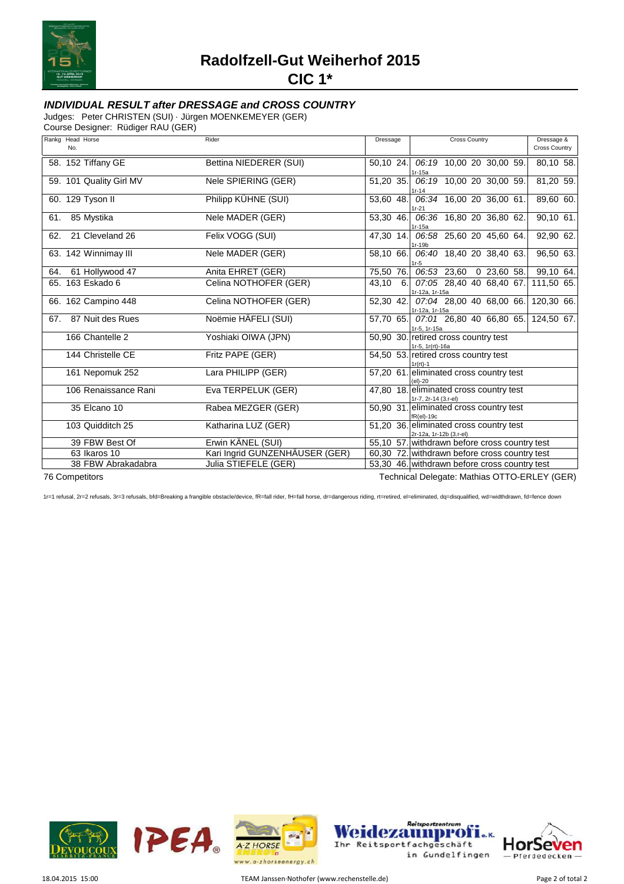# Radolfzell-Gut Weiherhof 2015

## CIC 1*

### *INDIVIDUAL RESULT after DRESSAGE and CROSS COUNTRY*

Judges: Peter CHRISTEN (SUI) · Jürgen MOENKEMEYER (GER)
Course Designer: Rüdiger RAU (GER)

| Rankg | Head No. | Horse | Rider | Dressage | | Cross Country | | | | | | Dressage & Cross Country | |
|---|---|---|---|---|---|---|---|---|---|---|---|---|---|
| 58. | 152 | Tiffany GE | Bettina NIEDERER (SUI) | 50,10 | 24. | *06:19* 1r-15a | 10,00 | 20 | 30,00 | 59. | | 80,10 | 58. |
| 59. | 101 | Quality Girl MV | Nele SPIERING (GER) | 51,20 | 35. | *06:19* 1r-14 | 10,00 | 20 | 30,00 | 59. | | 81,20 | 59. |
| 60. | 129 | Tyson II | Philipp KÜHNE (SUI) | 53,60 | 48. | *06:34* 1r-21 | 16,00 | 20 | 36,00 | 61. | | 89,60 | 60. |
| 61. | 85 | Mystika | Nele MADER (GER) | 53,30 | 46. | *06:36* 1r-15a | 16,80 | 20 | 36,80 | 62. | | 90,10 | 61. |
| 62. | 21 | Cleveland 26 | Felix VOGG (SUI) | 47,30 | 14. | *06:58* 1r-19b | 25,60 | 20 | 45,60 | 64. | | 92,90 | 62. |
| 63. | 142 | Winnimay III | Nele MADER (GER) | 58,10 | 66. | *06:40* 1r-5 | 18,40 | 20 | 38,40 | 63. | | 96,50 | 63. |
| 64. | 61 | Hollywood 47 | Anita EHRET (GER) | 75,50 | 76. | *06:53* | 23,60 | 0 | 23,60 | 58. | | 99,10 | 64. |
| 65. | 163 | Eskado 6 | Celina NOTHOFER (GER) | 43,10 | 6. | *07:05* 1r-12a, 1r-15a | 28,40 | 40 | 68,40 | 67. | | 111,50 | 65. |
| 66. | 162 | Campino 448 | Celina NOTHOFER (GER) | 52,30 | 42. | *07:04* 1r-12a, 1r-15a | 28,00 | 40 | 68,00 | 66. | | 120,30 | 66. |
| 67. | 87 | Nuit des Rues | Noëmie HÄFELI (SUI) | 57,70 | 65. | *07:01* 1r-5, 1r-15a | 26,80 | 40 | 66,80 | 65. | | 124,50 | 67. |
| | 166 | Chantelle 2 | Yoshiaki OIWA (JPN) | 50,90 | 30. | retired cross country test 1r-5, 1r(rt)-16a | | | | | | | |
| | 144 | Christelle CE | Fritz PAPE (GER) | 54,50 | 53. | retired cross country test 1r(rt)-1 | | | | | | | |
| | 161 | Nepomuk 252 | Lara PHILIPP (GER) | 57,20 | 61. | eliminated cross country test (el)-20 | | | | | | | |
| | 106 | Renaissance Rani | Eva TERPELUK (GER) | 47,80 | 18. | eliminated cross country test 1r-7, 2r-14 (3.r-el) | | | | | | | |
| | 35 | Elcano 10 | Rabea MEZGER (GER) | 50,90 | 31. | eliminated cross country test fR(el)-19c | | | | | | | |
| | 103 | Quidditch 25 | Katharina LUZ (GER) | 51,20 | 36. | eliminated cross country test 2r-12a, 1r-12b (3.r-el) | | | | | | | |
| | 39 | FBW Best Of | Erwin KÄNEL (SUI) | 55,10 | 57. | withdrawn before cross country test | | | | | | | |
| | 63 | Ikaros 10 | Kari Ingrid GUNZENHÄUSER (GER) | 60,30 | 72. | withdrawn before cross country test | | | | | | | |
| | 38 | FBW Abrakadabra | Julia STIEFELE (GER) | 53,30 | 46. | withdrawn before cross country test | | | | | | | |

76 Competitors

Technical Delegate: Mathias OTTO-ERLEY (GER)

1r=1 refusal, 2r=2 refusals, 3r=3 refusals, bfd=Breaking a frangible obstacle/device, fR=fall rider, fH=fall horse, dr=dangerous riding, rt=retired, el=eliminated, dq=disqualified, wd=widthdrawn, fd=fence down

18.04.2015 15:00

TEAM Janssen·Nothofer (www.rechenstelle.de)